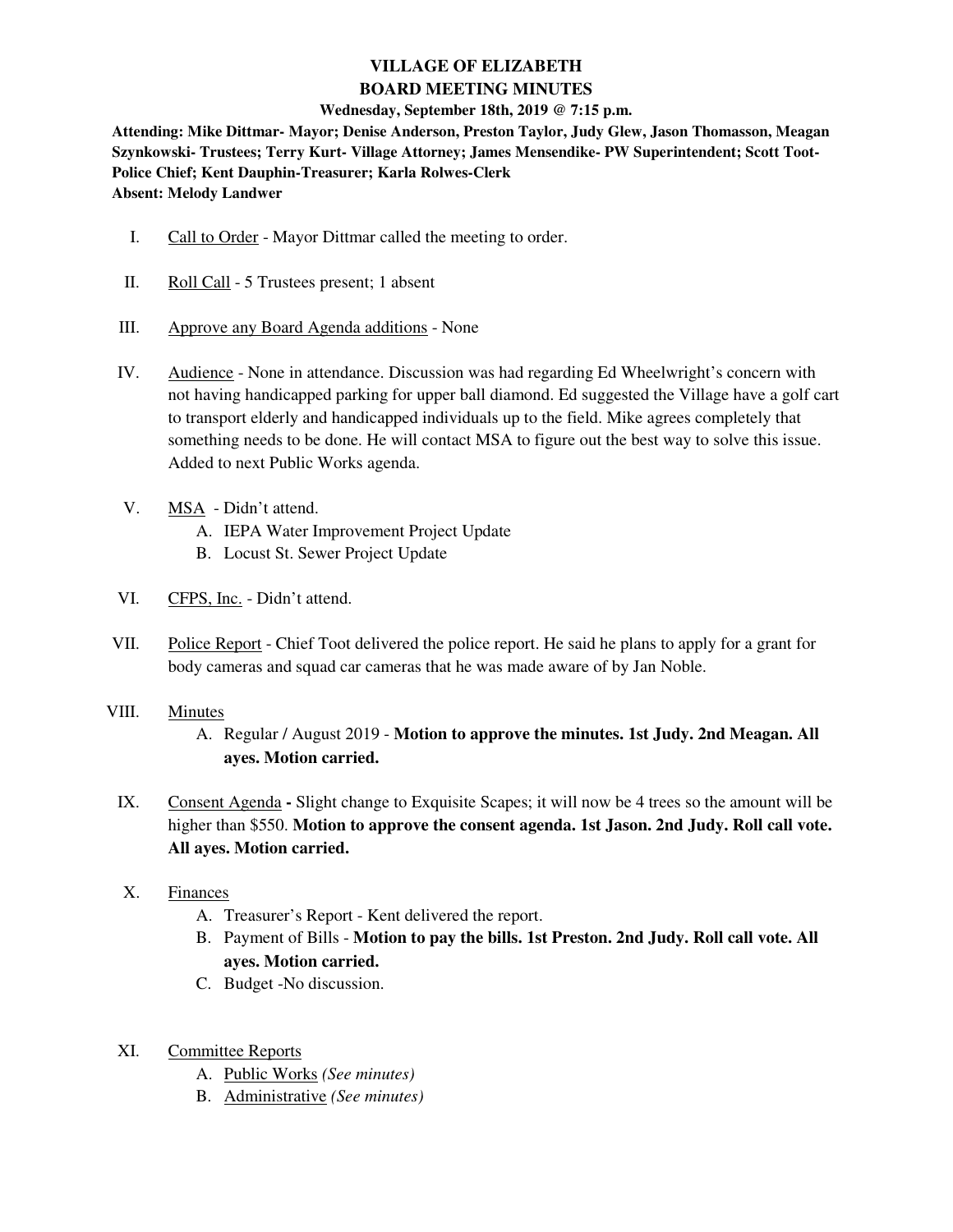# VILLAGE OF ELIZABETH
# BOARD MEETING MINUTES

**Wednesday, September 18th, 2019 @ 7:15 p.m.**

**Attending: Mike Dittmar- Mayor; Denise Anderson, Preston Taylor, Judy Glew, Jason Thomasson, Meagan Szynkowski- Trustees; Terry Kurt- Village Attorney; James Mensendike- PW Superintendent; Scott Toot- Police Chief; Kent Dauphin-Treasurer; Karla Rolwes-Clerk**
**Absent: Melody Landwer**

I. Call to Order - Mayor Dittmar called the meeting to order.

II. Roll Call - 5 Trustees present; 1 absent

III. Approve any Board Agenda additions - None

IV. Audience - None in attendance. Discussion was had regarding Ed Wheelwright's concern with not having handicapped parking for upper ball diamond. Ed suggested the Village have a golf cart to transport elderly and handicapped individuals up to the field. Mike agrees completely that something needs to be done. He will contact MSA to figure out the best way to solve this issue. Added to next Public Works agenda.

V. MSA - Didn't attend.
   A. IEPA Water Improvement Project Update
   B. Locust St. Sewer Project Update

VI. CFPS, Inc. - Didn't attend.

VII. Police Report - Chief Toot delivered the police report. He said he plans to apply for a grant for body cameras and squad car cameras that he was made aware of by Jan Noble.

VIII. Minutes
   A. Regular / August 2019 - **Motion to approve the minutes. 1st Judy. 2nd Meagan. All ayes. Motion carried.**

IX. Consent Agenda **-** Slight change to Exquisite Scapes; it will now be 4 trees so the amount will be higher than $550. **Motion to approve the consent agenda. 1st Jason. 2nd Judy. Roll call vote. All ayes. Motion carried.**

X. Finances
   A. Treasurer's Report - Kent delivered the report.
   B. Payment of Bills - **Motion to pay the bills. 1st Preston. 2nd Judy. Roll call vote. All ayes. Motion carried.**
   C. Budget -No discussion.

XI. Committee Reports
   A. Public Works *(See minutes)*
   B. Administrative *(See minutes)*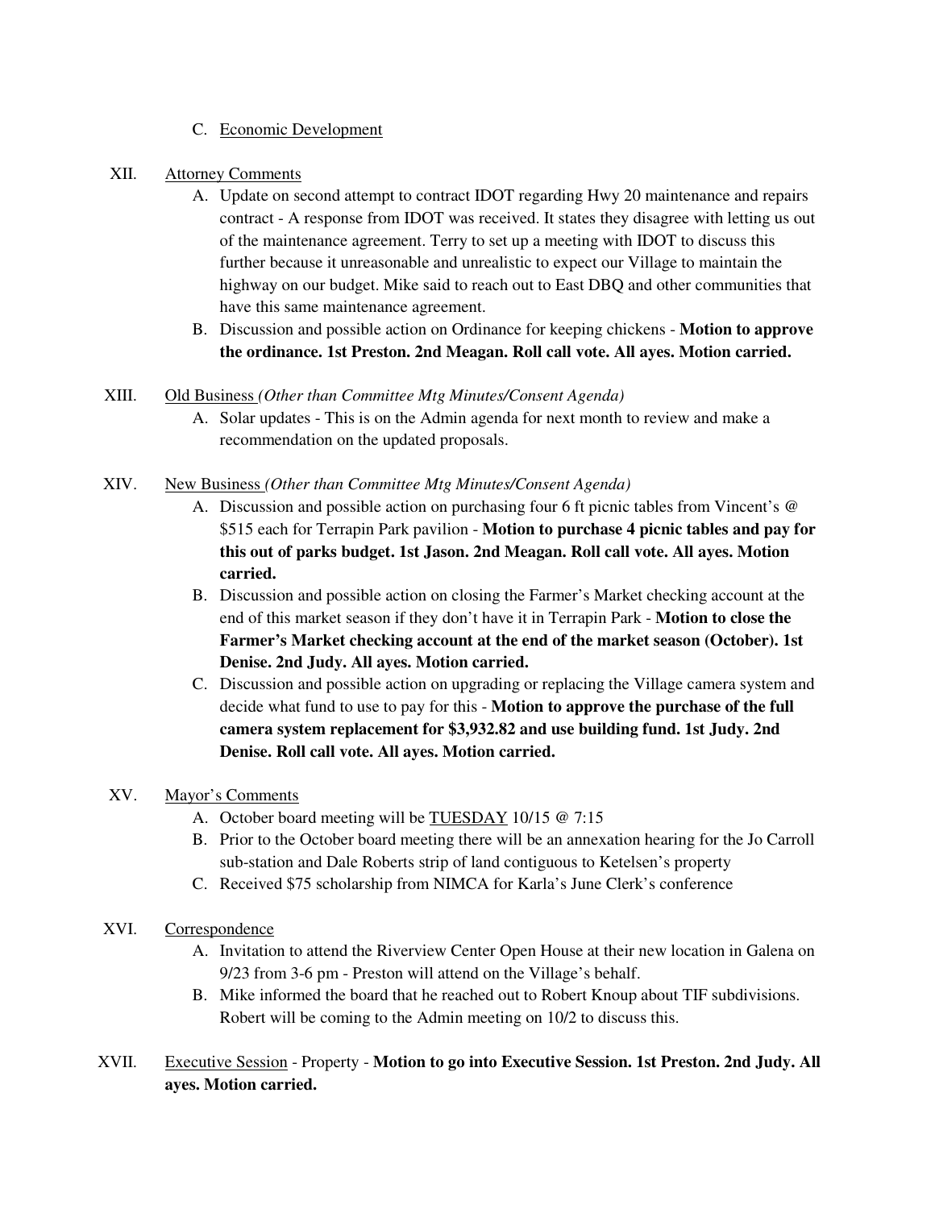C. Economic Development

XII. Attorney Comments

A. Update on second attempt to contract IDOT regarding Hwy 20 maintenance and repairs contract - A response from IDOT was received. It states they disagree with letting us out of the maintenance agreement. Terry to set up a meeting with IDOT to discuss this further because it unreasonable and unrealistic to expect our Village to maintain the highway on our budget. Mike said to reach out to East DBQ and other communities that have this same maintenance agreement.

B. Discussion and possible action on Ordinance for keeping chickens - **Motion to approve the ordinance. 1st Preston. 2nd Meagan. Roll call vote. All ayes. Motion carried.**

XIII. Old Business *(Other than Committee Mtg Minutes/Consent Agenda)*

A. Solar updates - This is on the Admin agenda for next month to review and make a recommendation on the updated proposals.

XIV. New Business *(Other than Committee Mtg Minutes/Consent Agenda)*

A. Discussion and possible action on purchasing four 6 ft picnic tables from Vincent's @ $515 each for Terrapin Park pavilion - **Motion to purchase 4 picnic tables and pay for this out of parks budget. 1st Jason. 2nd Meagan. Roll call vote. All ayes. Motion carried.**

B. Discussion and possible action on closing the Farmer's Market checking account at the end of this market season if they don't have it in Terrapin Park - **Motion to close the Farmer's Market checking account at the end of the market season (October). 1st Denise. 2nd Judy. All ayes. Motion carried.**

C. Discussion and possible action on upgrading or replacing the Village camera system and decide what fund to use to pay for this - **Motion to approve the purchase of the full camera system replacement for $3,932.82 and use building fund. 1st Judy. 2nd Denise. Roll call vote. All ayes. Motion carried.**

XV. Mayor's Comments

A. October board meeting will be TUESDAY 10/15 @ 7:15

B. Prior to the October board meeting there will be an annexation hearing for the Jo Carroll sub-station and Dale Roberts strip of land contiguous to Ketelsen's property

C. Received $75 scholarship from NIMCA for Karla's June Clerk's conference

XVI. Correspondence

A. Invitation to attend the Riverview Center Open House at their new location in Galena on 9/23 from 3-6 pm - Preston will attend on the Village's behalf.

B. Mike informed the board that he reached out to Robert Knoup about TIF subdivisions. Robert will be coming to the Admin meeting on 10/2 to discuss this.

XVII. Executive Session - Property - **Motion to go into Executive Session. 1st Preston. 2nd Judy. All ayes. Motion carried.**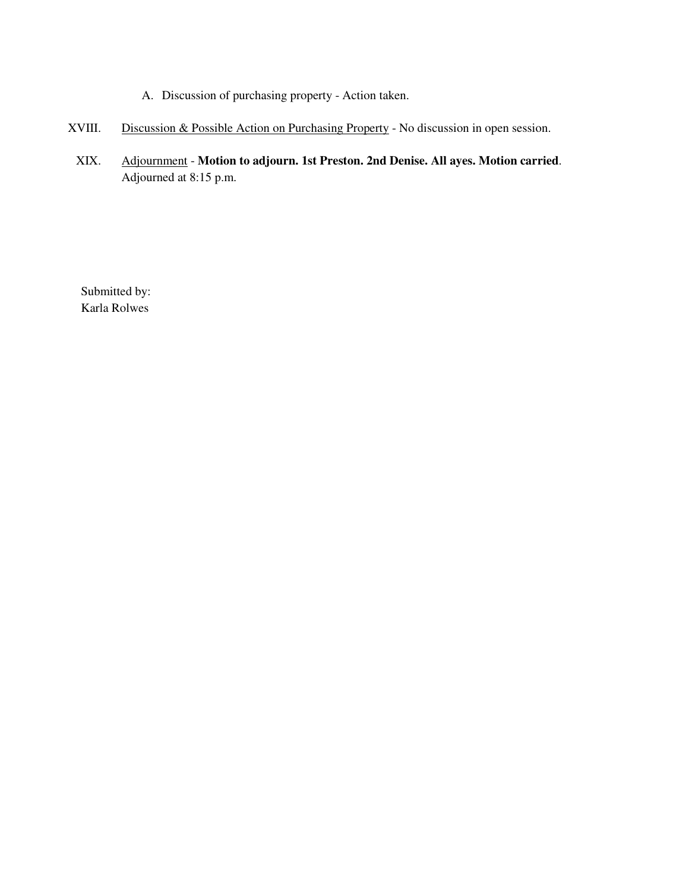A. Discussion of purchasing property - Action taken.

XVIII. Discussion & Possible Action on Purchasing Property - No discussion in open session.

XIX. Adjournment - **Motion to adjourn. 1st Preston. 2nd Denise. All ayes. Motion carried**. Adjourned at 8:15 p.m.

Submitted by:
Karla Rolwes